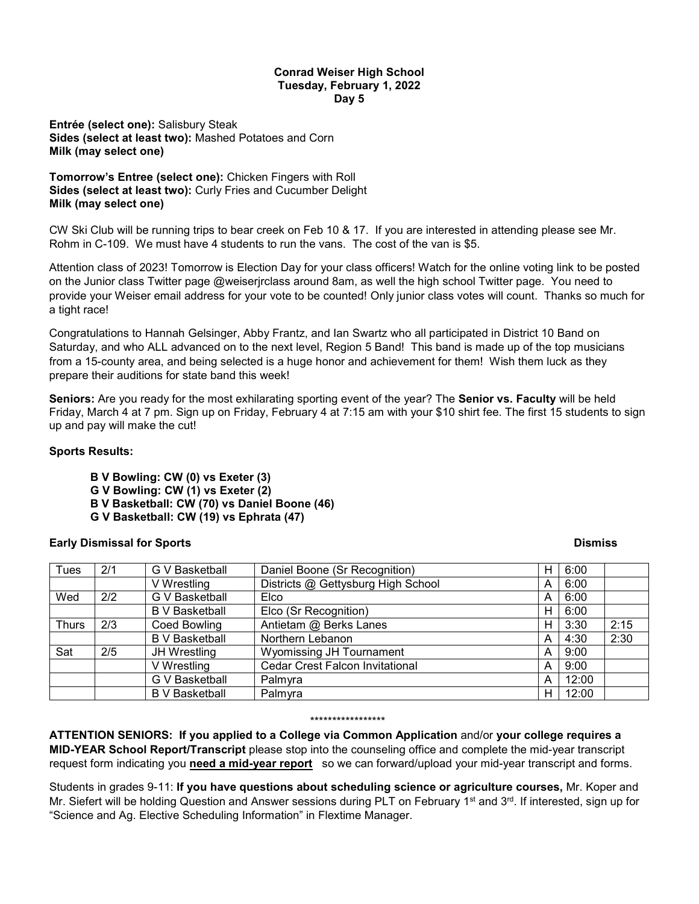**Conrad Weiser High School**
**Tuesday, February 1, 2022**
**Day 5**

**Entrée (select one):** Salisbury Steak
**Sides (select at least two):** Mashed Potatoes and Corn
**Milk (may select one)**

**Tomorrow's Entree (select one):** Chicken Fingers with Roll
**Sides (select at least two):** Curly Fries and Cucumber Delight
**Milk (may select one)**

CW Ski Club will be running trips to bear creek on Feb 10 & 17. If you are interested in attending please see Mr. Rohm in C-109. We must have 4 students to run the vans. The cost of the van is $5.

Attention class of 2023! Tomorrow is Election Day for your class officers! Watch for the online voting link to be posted on the Junior class Twitter page @weiserjrclass around 8am, as well the high school Twitter page. You need to provide your Weiser email address for your vote to be counted! Only junior class votes will count. Thanks so much for a tight race!

Congratulations to Hannah Gelsinger, Abby Frantz, and Ian Swartz who all participated in District 10 Band on Saturday, and who ALL advanced on to the next level, Region 5 Band! This band is made up of the top musicians from a 15-county area, and being selected is a huge honor and achievement for them! Wish them luck as they prepare their auditions for state band this week!

**Seniors:** Are you ready for the most exhilarating sporting event of the year? The **Senior vs. Faculty** will be held Friday, March 4 at 7 pm. Sign up on Friday, February 4 at 7:15 am with your $10 shirt fee. The first 15 students to sign up and pay will make the cut!

**Sports Results:**

**B V Bowling: CW (0) vs Exeter (3)**
**G V Bowling: CW (1) vs Exeter (2)**
**B V Basketball: CW (70) vs Daniel Boone (46)**
**G V Basketball: CW (19) vs Ephrata (47)**

**Early Dismissal for Sports** **Dismiss**

| | | | | | | Dismiss |
|---|---|---|---|---|---|---|
| Tues | 2/1 | G V Basketball | Daniel Boone (Sr Recognition) | H | 6:00 | |
| | | V Wrestling | Districts @ Gettysburg High School | A | 6:00 | |
| Wed | 2/2 | G V Basketball | Elco | A | 6:00 | |
| | | B V Basketball | Elco (Sr Recognition) | H | 6:00 | |
| Thurs | 2/3 | Coed Bowling | Antietam @ Berks Lanes | H | 3:30 | 2:15 |
| | | B V Basketball | Northern Lebanon | A | 4:30 | 2:30 |
| Sat | 2/5 | JH Wrestling | Wyomissing JH Tournament | A | 9:00 | |
| | | V Wrestling | Cedar Crest Falcon Invitational | A | 9:00 | |
| | | G V Basketball | Palmyra | A | 12:00 | |
| | | B V Basketball | Palmyra | H | 12:00 | |

*****************

**ATTENTION SENIORS: If you applied to a College via Common Application** and/or **your college requires a MID-YEAR School Report/Transcript** please stop into the counseling office and complete the mid-year transcript request form indicating you **need a mid-year report** so we can forward/upload your mid-year transcript and forms.

Students in grades 9-11: **If you have questions about scheduling science or agriculture courses,** Mr. Koper and Mr. Siefert will be holding Question and Answer sessions during PLT on February 1st and 3rd. If interested, sign up for "Science and Ag. Elective Scheduling Information" in Flextime Manager.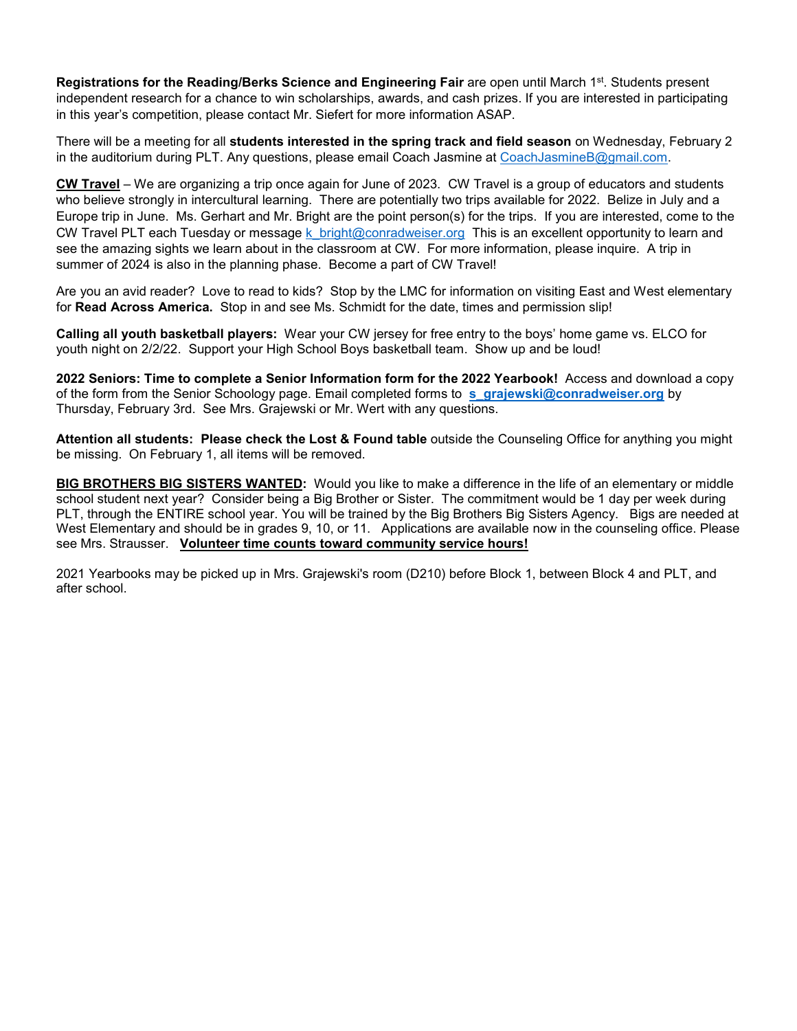**Registrations for the Reading/Berks Science and Engineering Fair** are open until March 1st. Students present independent research for a chance to win scholarships, awards, and cash prizes. If you are interested in participating in this year's competition, please contact Mr. Siefert for more information ASAP.

There will be a meeting for all **students interested in the spring track and field season** on Wednesday, February 2 in the auditorium during PLT. Any questions, please email Coach Jasmine at CoachJasmineB@gmail.com.

**CW Travel** – We are organizing a trip once again for June of 2023. CW Travel is a group of educators and students who believe strongly in intercultural learning. There are potentially two trips available for 2022. Belize in July and a Europe trip in June. Ms. Gerhart and Mr. Bright are the point person(s) for the trips. If you are interested, come to the CW Travel PLT each Tuesday or message k_bright@conradweiser.org This is an excellent opportunity to learn and see the amazing sights we learn about in the classroom at CW. For more information, please inquire. A trip in summer of 2024 is also in the planning phase. Become a part of CW Travel!

Are you an avid reader? Love to read to kids? Stop by the LMC for information on visiting East and West elementary for **Read Across America.** Stop in and see Ms. Schmidt for the date, times and permission slip!

**Calling all youth basketball players:** Wear your CW jersey for free entry to the boys' home game vs. ELCO for youth night on 2/2/22. Support your High School Boys basketball team. Show up and be loud!

**2022 Seniors: Time to complete a Senior Information form for the 2022 Yearbook!** Access and download a copy of the form from the Senior Schoology page. Email completed forms to **s_grajewski@conradweiser.org** by Thursday, February 3rd. See Mrs. Grajewski or Mr. Wert with any questions.

**Attention all students: Please check the Lost & Found table** outside the Counseling Office for anything you might be missing. On February 1, all items will be removed.

**BIG BROTHERS BIG SISTERS WANTED:** Would you like to make a difference in the life of an elementary or middle school student next year? Consider being a Big Brother or Sister. The commitment would be 1 day per week during PLT, through the ENTIRE school year. You will be trained by the Big Brothers Big Sisters Agency. Bigs are needed at West Elementary and should be in grades 9, 10, or 11. Applications are available now in the counseling office. Please see Mrs. Strausser. **Volunteer time counts toward community service hours!**

2021 Yearbooks may be picked up in Mrs. Grajewski's room (D210) before Block 1, between Block 4 and PLT, and after school.